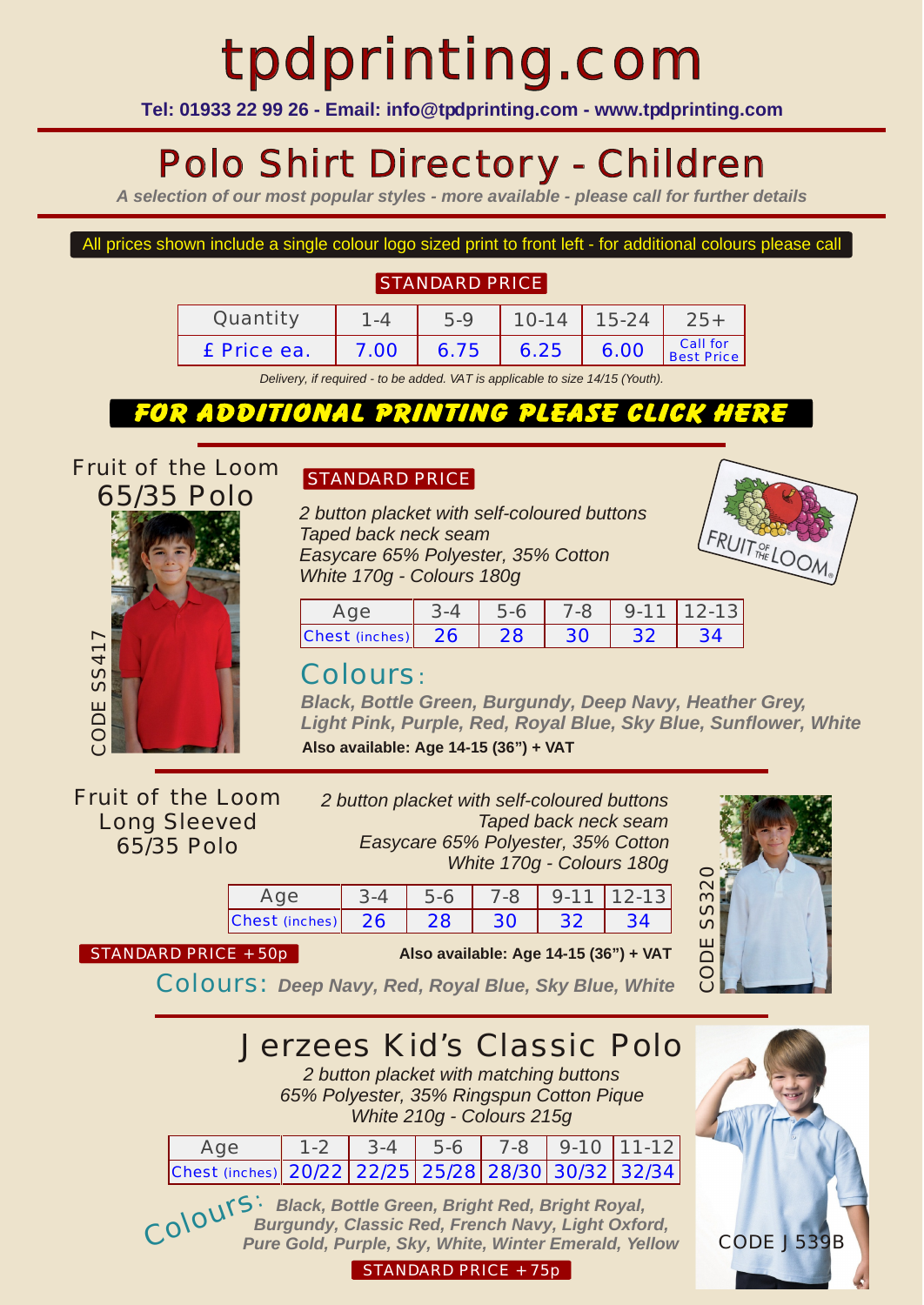# tpdprinting.com

**Tel: 01933 22 99 26 - Email: info@tpdprinting.com - www.tpdprinting.com**

## Polo Shirt Directory - Children

*A selection of our most popular styles - more available - please call for further details*

All prices shown include a single colour logo sized print to front left - for additional colours please call

**STANDARD PRICE**

| Quantity | 1-4 | 5-9 | 10-14 | 15-24 | 25+ |
|---|---|---|---|---|---|
| £ Price ea. | 7.00 | 6.75 | 6.25 | 6.00 | Call for Best Price |

*Delivery, if required - to be added. VAT is applicable to size 14/15 (Youth).*

**FOR ADDITIONAL PRINTING PLEASE CLICK HERE**

### Fruit of the Loom 65/35 Polo

CODE SS417

**STANDARD PRICE**

*2 button placket with self-coloured buttons*
*Taped back neck seam*
*Easycare 65% Polyester, 35% Cotton*
*White 170g - Colours 180g*

| Age | 3-4 | 5-6 | 7-8 | 9-11 | 12-13 |
|---|---|---|---|---|---|
| Chest (inches) | 26 | 28 | 30 | 32 | 34 |

Colours: ***Black, Bottle Green, Burgundy, Deep Navy, Heather Grey, Light Pink, Purple, Red, Royal Blue, Sky Blue, Sunflower, White***

**Also available: Age 14-15 (36") + VAT**

### Fruit of the Loom Long Sleeved 65/35 Polo

CODE SS320

*2 button placket with self-coloured buttons*
*Taped back neck seam*
*Easycare 65% Polyester, 35% Cotton*
*White 170g - Colours 180g*

| Age | 3-4 | 5-6 | 7-8 | 9-11 | 12-13 |
|---|---|---|---|---|---|
| Chest (inches) | 26 | 28 | 30 | 32 | 34 |

**STANDARD PRICE +50p**

**Also available: Age 14-15 (36") + VAT**

Colours: ***Deep Navy, Red, Royal Blue, Sky Blue, White***

### Jerzees Kid's Classic Polo

*2 button placket with matching buttons*
*65% Polyester, 35% Ringspun Cotton Pique*
*White 210g - Colours 215g*

| Age | 1-2 | 3-4 | 5-6 | 7-8 | 9-10 | 11-12 |
|---|---|---|---|---|---|---|
| Chest (inches) | 20/22 | 22/25 | 25/28 | 28/30 | 30/32 | 32/34 |

Colours: ***Black, Bottle Green, Bright Red, Bright Royal, Burgundy, Classic Red, French Navy, Light Oxford, Pure Gold, Purple, Sky, White, Winter Emerald, Yellow***

**STANDARD PRICE +75p**

CODE J539B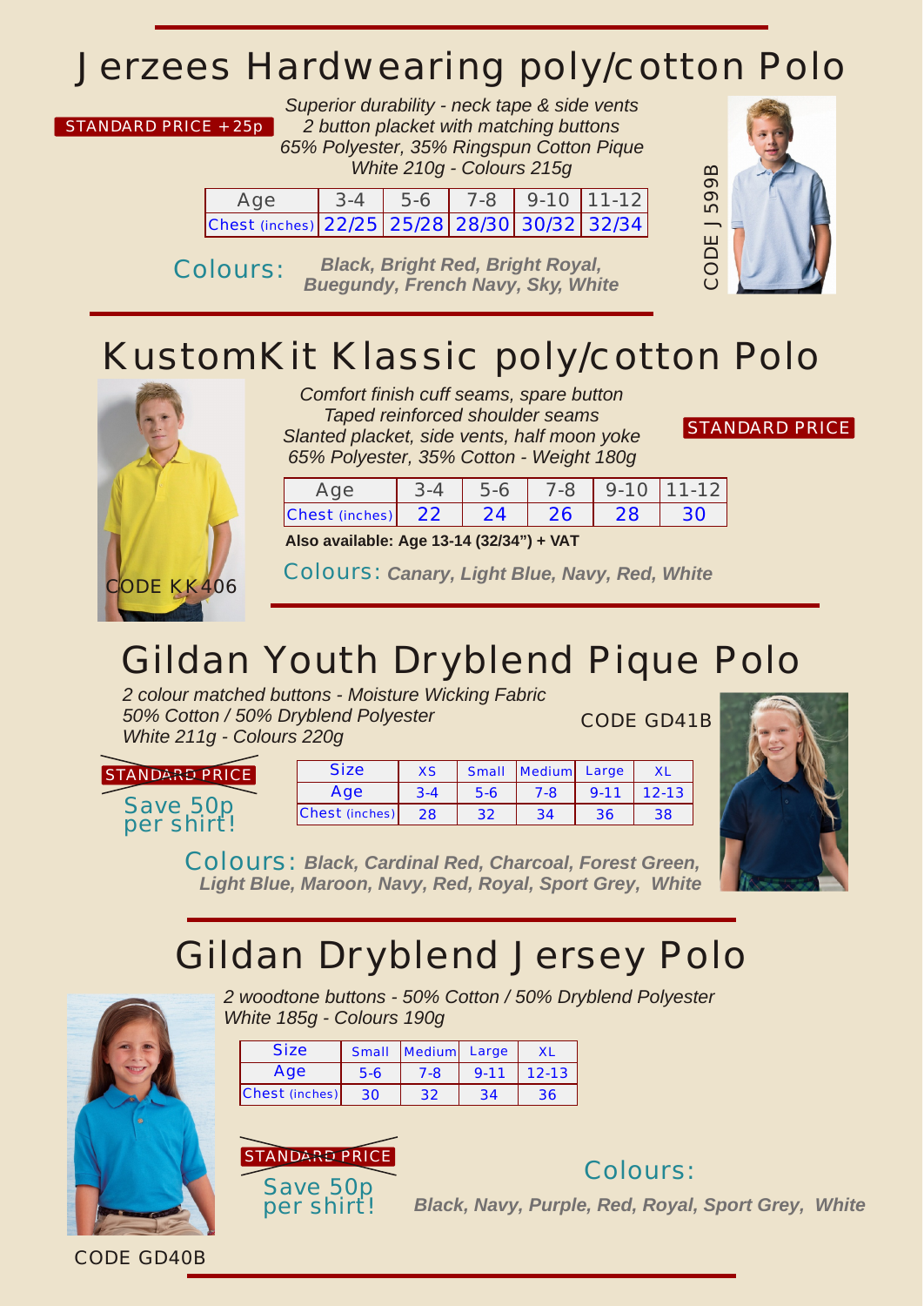# Jerzees Hardwearing poly/cotton Polo

STANDARD PRICE +25p

*Superior durability - neck tape & side vents*
*2 button placket with matching buttons*
*65% Polyester, 35% Ringspun Cotton Pique*
*White 210g - Colours 215g*

| Age | 3-4 | 5-6 | 7-8 | 9-10 | 11-12 |
|---|---|---|---|---|---|
| Chest (inches) | 22/25 | 25/28 | 28/30 | 30/32 | 32/34 |

Colours: **Black, Bright Red, Bright Royal, Buegundy, French Navy, Sky, White**

CODE J599B

# KustomKit Klassic poly/cotton Polo

*Comfort finish cuff seams, spare button*
*Taped reinforced shoulder seams*
*Slanted placket, side vents, half moon yoke*
*65% Polyester, 35% Cotton - Weight 180g*

STANDARD PRICE

| Age | 3-4 | 5-6 | 7-8 | 9-10 | 11-12 |
|---|---|---|---|---|---|
| Chest (inches) | 22 | 24 | 26 | 28 | 30 |

**Also available: Age 13-14 (32/34") + VAT**

Colours: **Canary, Light Blue, Navy, Red, White**

CODE KK406

# Gildan Youth Dryblend Pique Polo

*2 colour matched buttons - Moisture Wicking Fabric*
*50% Cotton / 50% Dryblend Polyester*
*White 211g - Colours 220g*

CODE GD41B

~~STANDARD PRICE~~
Save 50p per shirt!

| Size | XS | Small | Medium | Large | XL |
|---|---|---|---|---|---|
| Age | 3-4 | 5-6 | 7-8 | 9-11 | 12-13 |
| Chest (inches) | 28 | 32 | 34 | 36 | 38 |

Colours: **Black, Cardinal Red, Charcoal, Forest Green, Light Blue, Maroon, Navy, Red, Royal, Sport Grey, White**

# Gildan Dryblend Jersey Polo

*2 woodtone buttons - 50% Cotton / 50% Dryblend Polyester*
*White 185g - Colours 190g*

| Size | Small | Medium | Large | XL |
|---|---|---|---|---|
| Age | 5-6 | 7-8 | 9-11 | 12-13 |
| Chest (inches) | 30 | 32 | 34 | 36 |

~~STANDARD PRICE~~
Save 50p per shirt!

Colours: **Black, Navy, Purple, Red, Royal, Sport Grey, White**

CODE GD40B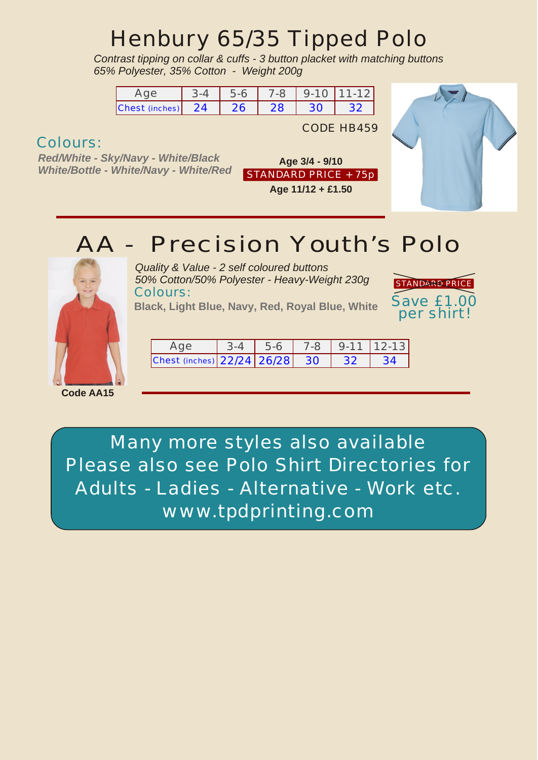# Henbury 65/35 Tipped Polo

*Contrast tipping on collar & cuffs - 3 button placket with matching buttons*
*65% Polyester, 35% Cotton - Weight 200g*

| Age | 3-4 | 5-6 | 7-8 | 9-10 | 11-12 |
|---|---|---|---|---|---|
| Chest (inches) | 24 | 26 | 28 | 30 | 32 |

CODE HB459

## Colours:

***Red/White - Sky/Navy - White/Black***
***White/Bottle - White/Navy - White/Red***

**Age 3/4 - 9/10**
STANDARD PRICE + 75p
**Age 11/12 + £1.50**

# AA - Precision Youth's Polo

*Quality & Value - 2 self coloured buttons*
*50% Cotton/50% Polyester - Heavy-Weight 230g*

## Colours:

**Black, Light Blue, Navy, Red, Royal Blue, White**

~~STANDARD PRICE~~
Save £1.00 per shirt!

| Age | 3-4 | 5-6 | 7-8 | 9-11 | 12-13 |
|---|---|---|---|---|---|
| Chest (inches) | 22/24 | 26/28 | 30 | 32 | 34 |

**Code AA15**

Many more styles also available
Please also see Polo Shirt Directories for
Adults - Ladies - Alternative - Work etc.
www.tpdprinting.com